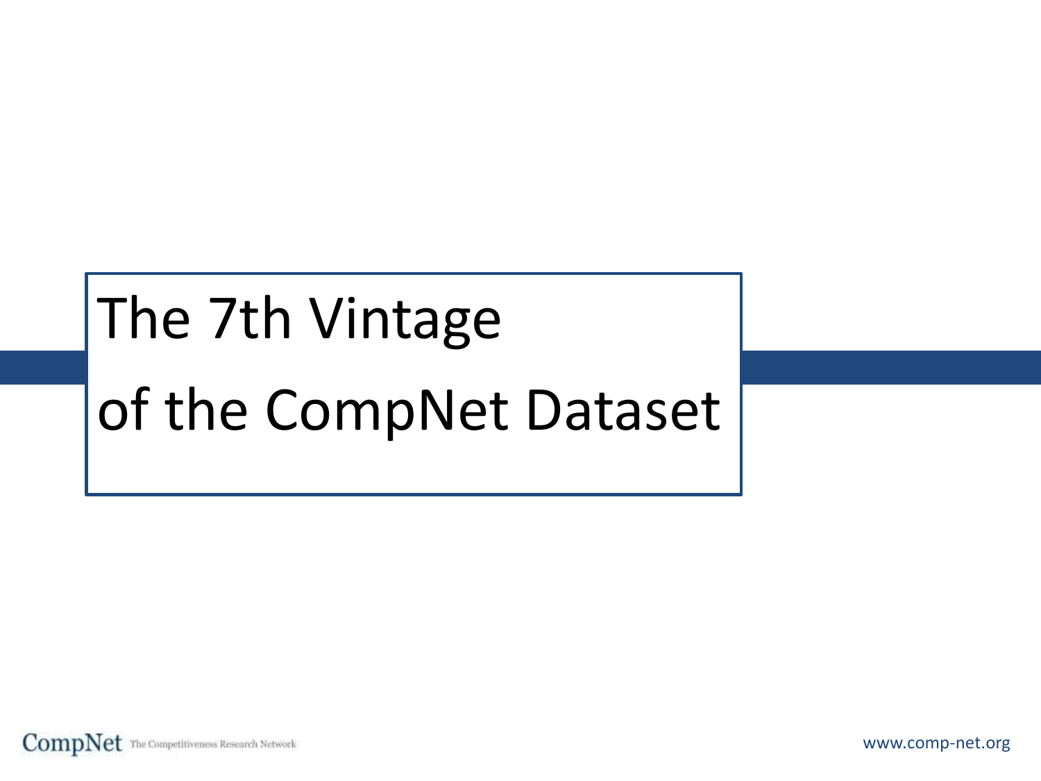# The 7th Vintage of the CompNet Dataset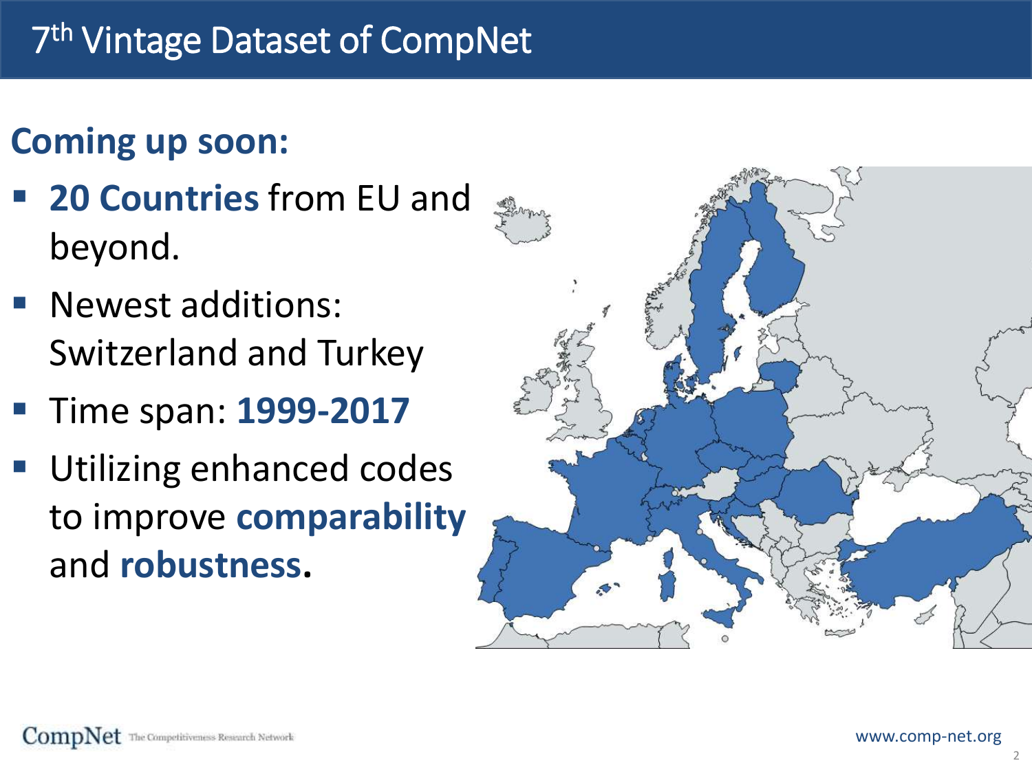# 7th Vintage Dataset of CompNet

## Coming up soon:

- **20 Countries** from EU and beyond.
- Newest additions: Switzerland and Turkey
- Time span: **1999-2017**
- Utilizing enhanced codes to improve **comparability** and **robustness**.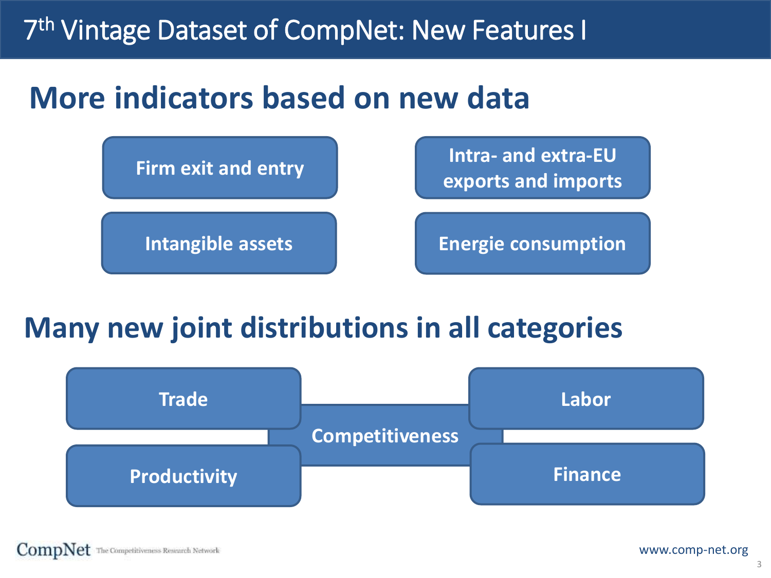# 7th Vintage Dataset of CompNet: New Features I

## More indicators based on new data

- Firm exit and entry
- Intra- and extra-EU exports and imports
- Intangible assets
- Energie consumption

## Many new joint distributions in all categories

- Trade
- Labor
- Competitiveness
- Productivity
- Finance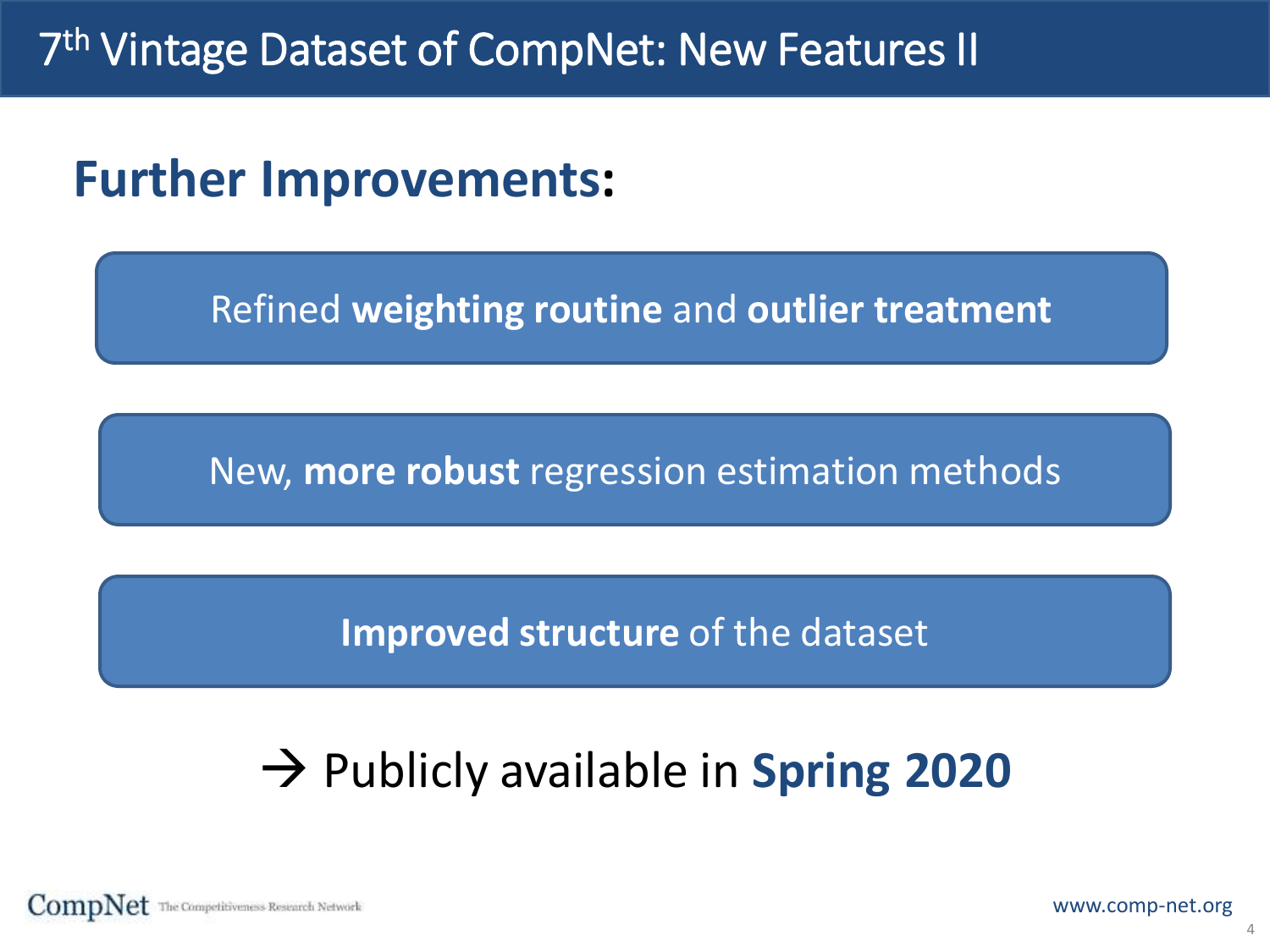# 7th Vintage Dataset of CompNet: New Features II

## Further Improvements:

Refined **weighting routine** and **outlier treatment**

New, **more robust** regression estimation methods

**Improved structure** of the dataset

→ Publicly available in **Spring 2020**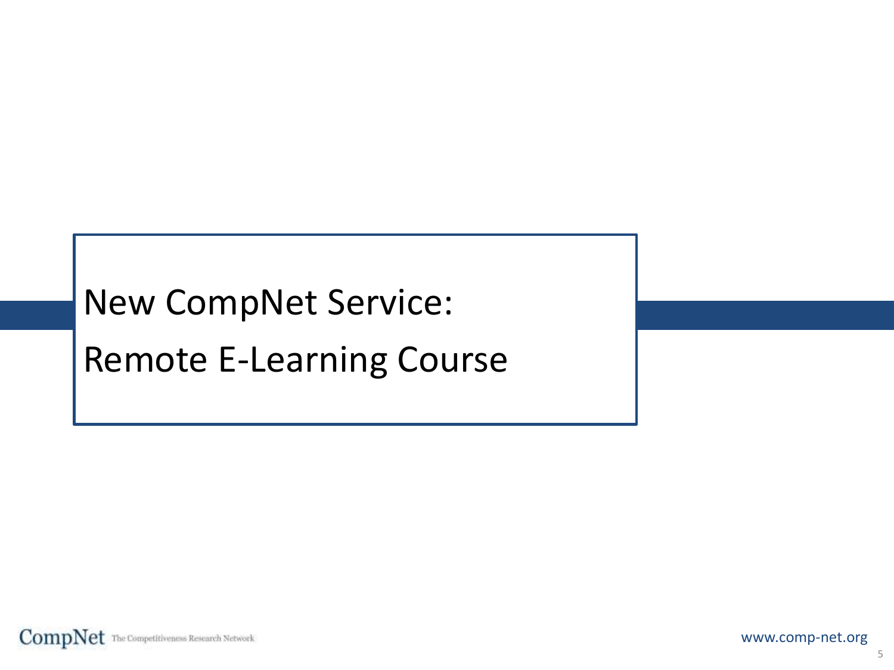# New CompNet Service:

# Remote E-Learning Course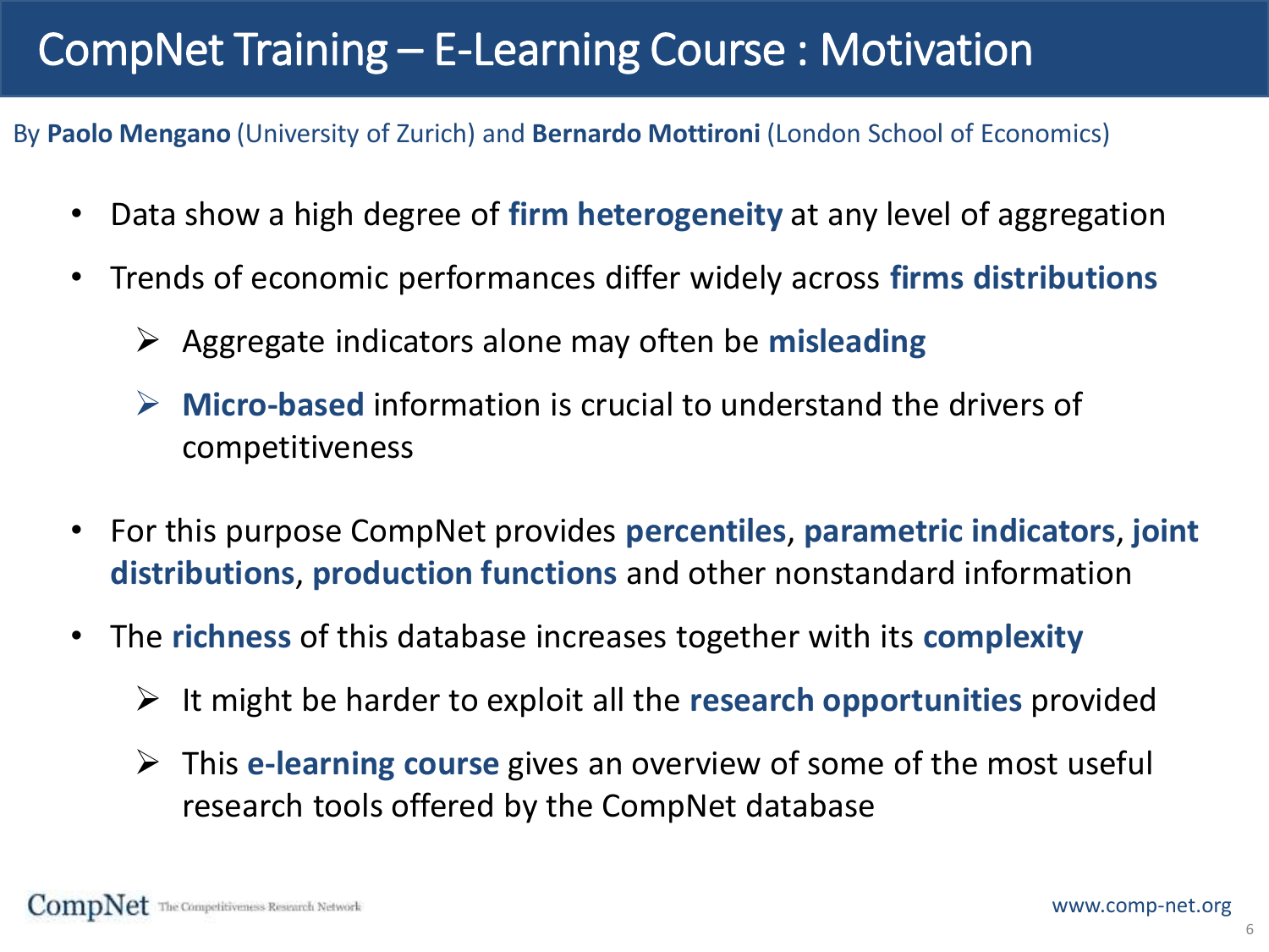# CompNet Training – E-Learning Course : Motivation

By **Paolo Mengano** (University of Zurich) and **Bernardo Mottironi** (London School of Economics)

- Data show a high degree of **firm heterogeneity** at any level of aggregation
- Trends of economic performances differ widely across **firms distributions**
  - Aggregate indicators alone may often be **misleading**
  - **Micro-based** information is crucial to understand the drivers of competitiveness
- For this purpose CompNet provides **percentiles**, **parametric indicators**, **joint distributions**, **production functions** and other nonstandard information
- The **richness** of this database increases together with its **complexity**
  - It might be harder to exploit all the **research opportunities** provided
  - This **e-learning course** gives an overview of some of the most useful research tools offered by the CompNet database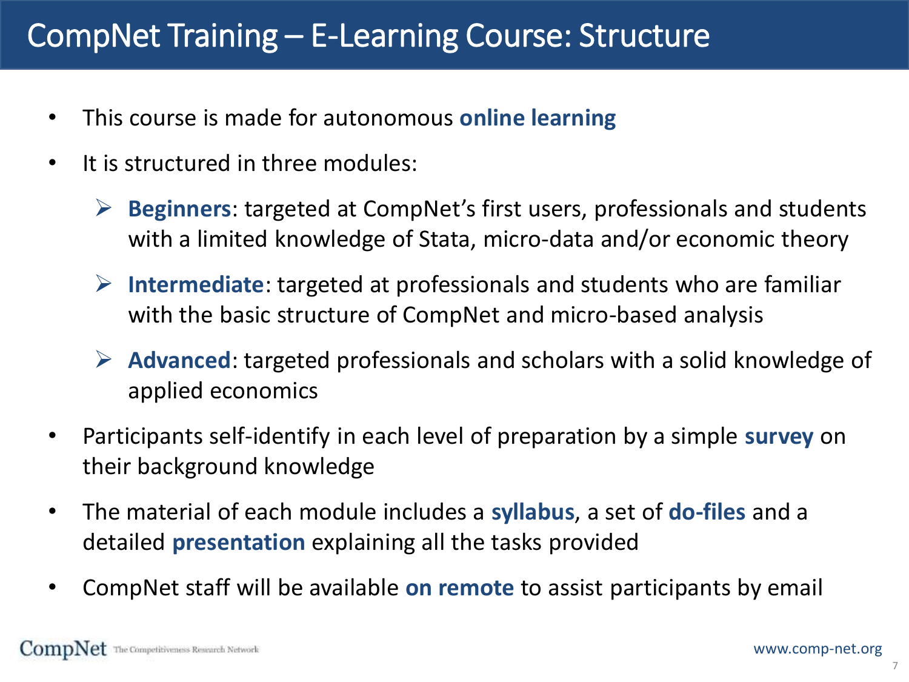# CompNet Training – E-Learning Course: Structure

- This course is made for autonomous **online learning**
- It is structured in three modules:
  - **Beginners**: targeted at CompNet's first users, professionals and students with a limited knowledge of Stata, micro-data and/or economic theory
  - **Intermediate**: targeted at professionals and students who are familiar with the basic structure of CompNet and micro-based analysis
  - **Advanced**: targeted professionals and scholars with a solid knowledge of applied economics
- Participants self-identify in each level of preparation by a simple **survey** on their background knowledge
- The material of each module includes a **syllabus**, a set of **do-files** and a detailed **presentation** explaining all the tasks provided
- CompNet staff will be available **on remote** to assist participants by email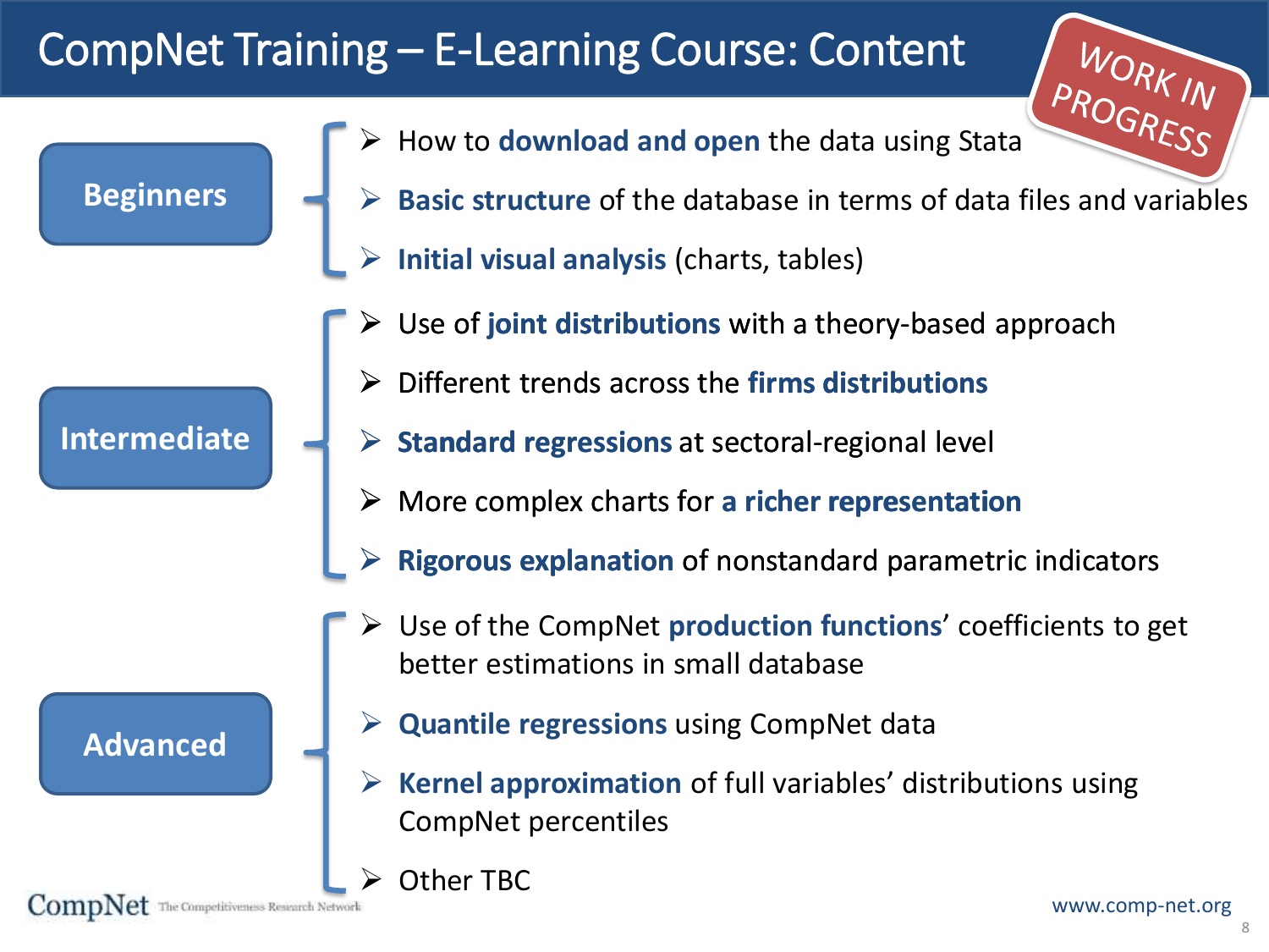# CompNet Training – E-Learning Course: Content

WORK IN PROGRESS

## Beginners

- How to **download and open** the data using Stata
- **Basic structure** of the database in terms of data files and variables
- **Initial visual analysis** (charts, tables)

## Intermediate

- Use of **joint distributions** with a theory-based approach
- Different trends across the **firms distributions**
- **Standard regressions** at sectoral-regional level
- More complex charts for **a richer representation**
- **Rigorous explanation** of nonstandard parametric indicators

## Advanced

- Use of the CompNet **production functions**' coefficients to get better estimations in small database
- **Quantile regressions** using CompNet data
- **Kernel approximation** of full variables' distributions using CompNet percentiles
- Other TBC

CompNet The Competitiveness Research Network

www.comp-net.org